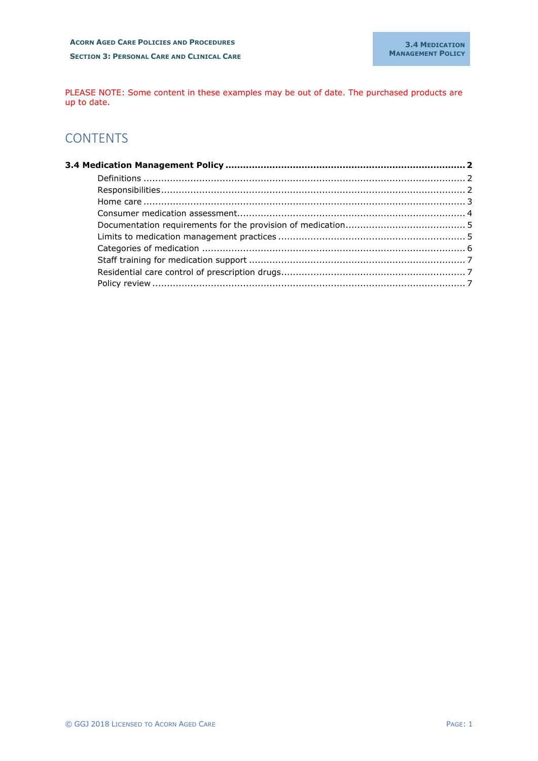PLEASE NOTE: Some content in these examples may be out of date. The purchased products are up to date.

# CONTENTS

**3.4 Medication Management Policy .......... 2**

- Definitions .......... 2
- Responsibilities .......... 2
- Home care .......... 3
- Consumer medication assessment .......... 4
- Documentation requirements for the provision of medication .......... 5
- Limits to medication management practices .......... 5
- Categories of medication .......... 6
- Staff training for medication support .......... 7
- Residential care control of prescription drugs .......... 7
- Policy review .......... 7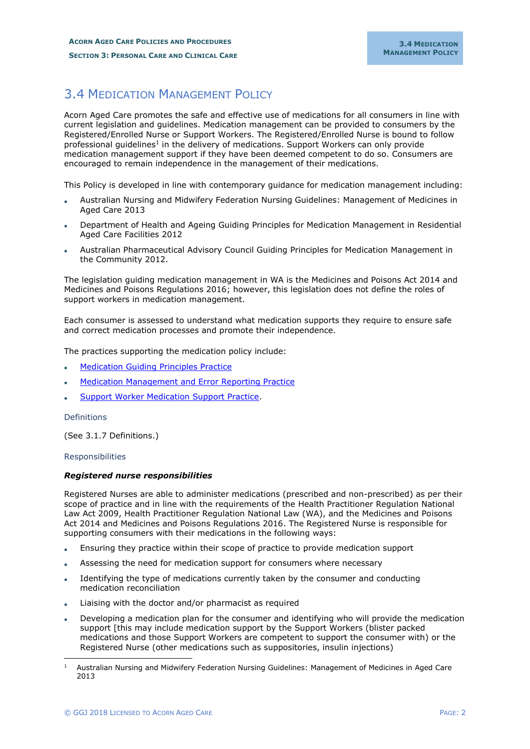# 3.4 Medication Management Policy

Acorn Aged Care promotes the safe and effective use of medications for all consumers in line with current legislation and guidelines. Medication management can be provided to consumers by the Registered/Enrolled Nurse or Support Workers. The Registered/Enrolled Nurse is bound to follow professional guidelines[1] in the delivery of medications. Support Workers can only provide medication management support if they have been deemed competent to do so. Consumers are encouraged to remain independence in the management of their medications.

This Policy is developed in line with contemporary guidance for medication management including:

- Australian Nursing and Midwifery Federation Nursing Guidelines: Management of Medicines in Aged Care 2013
- Department of Health and Ageing Guiding Principles for Medication Management in Residential Aged Care Facilities 2012
- Australian Pharmaceutical Advisory Council Guiding Principles for Medication Management in the Community 2012.

The legislation guiding medication management in WA is the Medicines and Poisons Act 2014 and Medicines and Poisons Regulations 2016; however, this legislation does not define the roles of support workers in medication management.

Each consumer is assessed to understand what medication supports they require to ensure safe and correct medication processes and promote their independence.

The practices supporting the medication policy include:

- Medication Guiding Principles Practice
- Medication Management and Error Reporting Practice
- Support Worker Medication Support Practice.

## Definitions

(See 3.1.7 Definitions.)

## Responsibilities

### *Registered nurse responsibilities*

Registered Nurses are able to administer medications (prescribed and non-prescribed) as per their scope of practice and in line with the requirements of the Health Practitioner Regulation National Law Act 2009, Health Practitioner Regulation National Law (WA), and the Medicines and Poisons Act 2014 and Medicines and Poisons Regulations 2016. The Registered Nurse is responsible for supporting consumers with their medications in the following ways:

- Ensuring they practice within their scope of practice to provide medication support
- Assessing the need for medication support for consumers where necessary
- Identifying the type of medications currently taken by the consumer and conducting medication reconciliation
- Liaising with the doctor and/or pharmacist as required
- Developing a medication plan for the consumer and identifying who will provide the medication support [this may include medication support by the Support Workers (blister packed medications and those Support Workers are competent to support the consumer with) or the Registered Nurse (other medications such as suppositories, insulin injections)

[1] Australian Nursing and Midwifery Federation Nursing Guidelines: Management of Medicines in Aged Care 2013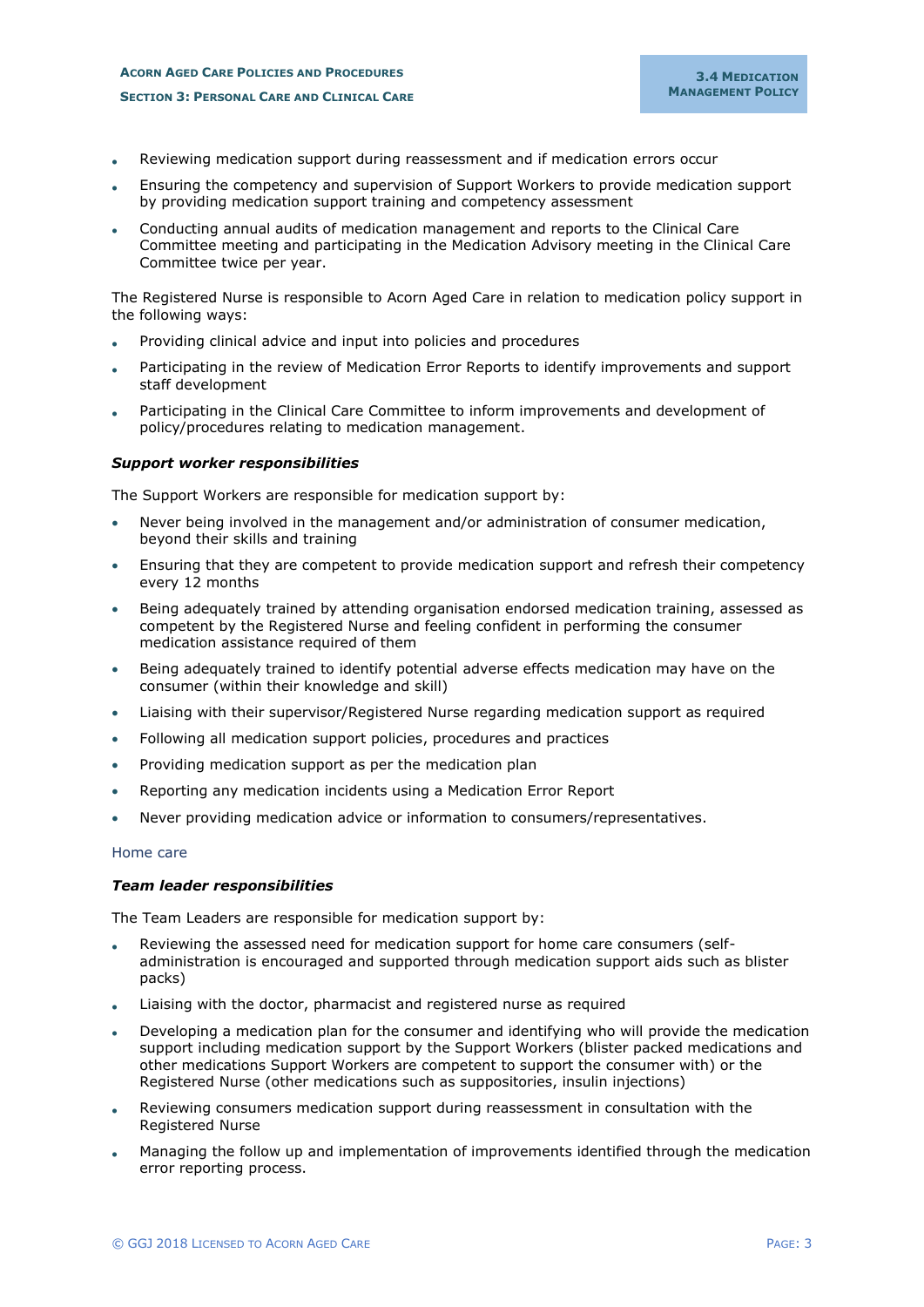- Reviewing medication support during reassessment and if medication errors occur
- Ensuring the competency and supervision of Support Workers to provide medication support by providing medication support training and competency assessment
- Conducting annual audits of medication management and reports to the Clinical Care Committee meeting and participating in the Medication Advisory meeting in the Clinical Care Committee twice per year.

The Registered Nurse is responsible to Acorn Aged Care in relation to medication policy support in the following ways:

- Providing clinical advice and input into policies and procedures
- Participating in the review of Medication Error Reports to identify improvements and support staff development
- Participating in the Clinical Care Committee to inform improvements and development of policy/procedures relating to medication management.

#### *Support worker responsibilities*

The Support Workers are responsible for medication support by:

- Never being involved in the management and/or administration of consumer medication, beyond their skills and training
- Ensuring that they are competent to provide medication support and refresh their competency every 12 months
- Being adequately trained by attending organisation endorsed medication training, assessed as competent by the Registered Nurse and feeling confident in performing the consumer medication assistance required of them
- Being adequately trained to identify potential adverse effects medication may have on the consumer (within their knowledge and skill)
- Liaising with their supervisor/Registered Nurse regarding medication support as required
- Following all medication support policies, procedures and practices
- Providing medication support as per the medication plan
- Reporting any medication incidents using a Medication Error Report
- Never providing medication advice or information to consumers/representatives.

### Home care

#### *Team leader responsibilities*

The Team Leaders are responsible for medication support by:

- Reviewing the assessed need for medication support for home care consumers (self-administration is encouraged and supported through medication support aids such as blister packs)
- Liaising with the doctor, pharmacist and registered nurse as required
- Developing a medication plan for the consumer and identifying who will provide the medication support including medication support by the Support Workers (blister packed medications and other medications Support Workers are competent to support the consumer with) or the Registered Nurse (other medications such as suppositories, insulin injections)
- Reviewing consumers medication support during reassessment in consultation with the Registered Nurse
- Managing the follow up and implementation of improvements identified through the medication error reporting process.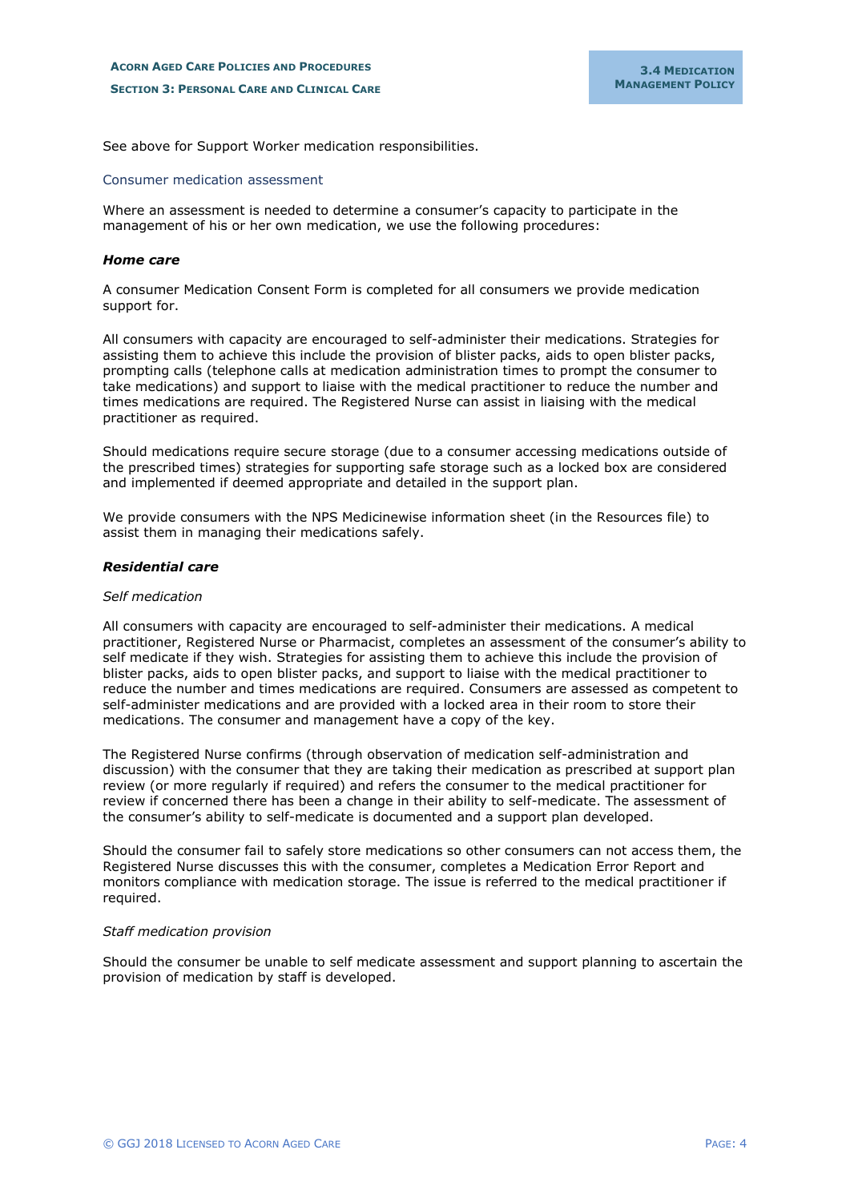See above for Support Worker medication responsibilities.

### Consumer medication assessment

Where an assessment is needed to determine a consumer's capacity to participate in the management of his or her own medication, we use the following procedures:

#### ***Home care***

A consumer Medication Consent Form is completed for all consumers we provide medication support for.

All consumers with capacity are encouraged to self-administer their medications. Strategies for assisting them to achieve this include the provision of blister packs, aids to open blister packs, prompting calls (telephone calls at medication administration times to prompt the consumer to take medications) and support to liaise with the medical practitioner to reduce the number and times medications are required. The Registered Nurse can assist in liaising with the medical practitioner as required.

Should medications require secure storage (due to a consumer accessing medications outside of the prescribed times) strategies for supporting safe storage such as a locked box are considered and implemented if deemed appropriate and detailed in the support plan.

We provide consumers with the NPS Medicinewise information sheet (in the Resources file) to assist them in managing their medications safely.

#### ***Residential care***

*Self medication*

All consumers with capacity are encouraged to self-administer their medications. A medical practitioner, Registered Nurse or Pharmacist, completes an assessment of the consumer's ability to self medicate if they wish. Strategies for assisting them to achieve this include the provision of blister packs, aids to open blister packs, and support to liaise with the medical practitioner to reduce the number and times medications are required. Consumers are assessed as competent to self-administer medications and are provided with a locked area in their room to store their medications. The consumer and management have a copy of the key.

The Registered Nurse confirms (through observation of medication self-administration and discussion) with the consumer that they are taking their medication as prescribed at support plan review (or more regularly if required) and refers the consumer to the medical practitioner for review if concerned there has been a change in their ability to self-medicate. The assessment of the consumer's ability to self-medicate is documented and a support plan developed.

Should the consumer fail to safely store medications so other consumers can not access them, the Registered Nurse discusses this with the consumer, completes a Medication Error Report and monitors compliance with medication storage. The issue is referred to the medical practitioner if required.

*Staff medication provision*

Should the consumer be unable to self medicate assessment and support planning to ascertain the provision of medication by staff is developed.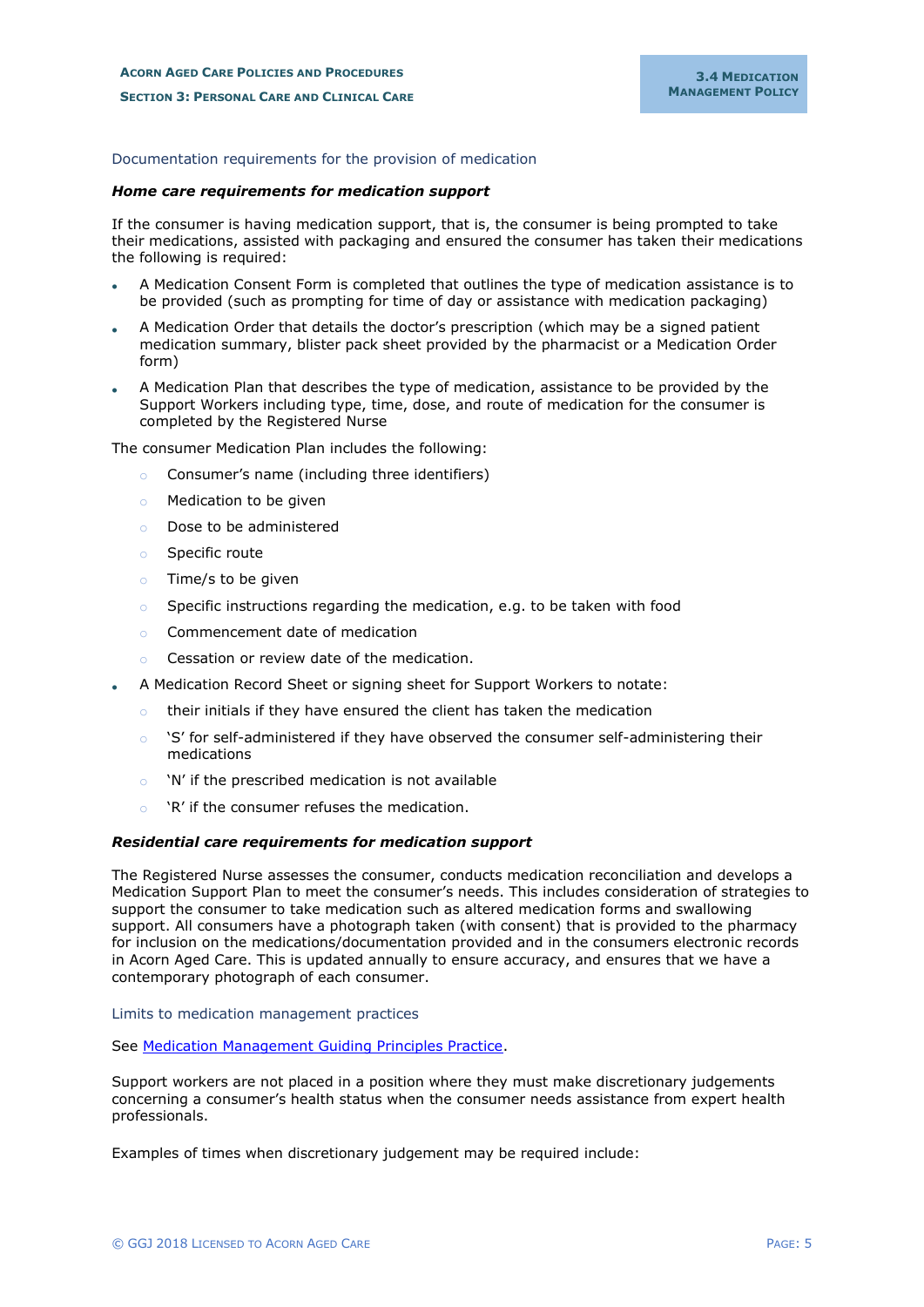## Documentation requirements for the provision of medication

### ***Home care requirements for medication support***

If the consumer is having medication support, that is, the consumer is being prompted to take their medications, assisted with packaging and ensured the consumer has taken their medications the following is required:

- A Medication Consent Form is completed that outlines the type of medication assistance is to be provided (such as prompting for time of day or assistance with medication packaging)
- A Medication Order that details the doctor's prescription (which may be a signed patient medication summary, blister pack sheet provided by the pharmacist or a Medication Order form)
- A Medication Plan that describes the type of medication, assistance to be provided by the Support Workers including type, time, dose, and route of medication for the consumer is completed by the Registered Nurse

The consumer Medication Plan includes the following:

- Consumer's name (including three identifiers)
- Medication to be given
- Dose to be administered
- Specific route
- Time/s to be given
- Specific instructions regarding the medication, e.g. to be taken with food
- Commencement date of medication
- Cessation or review date of the medication.

- A Medication Record Sheet or signing sheet for Support Workers to notate:
  - their initials if they have ensured the client has taken the medication
  - 'S' for self-administered if they have observed the consumer self-administering their medications
  - 'N' if the prescribed medication is not available
  - 'R' if the consumer refuses the medication.

### ***Residential care requirements for medication support***

The Registered Nurse assesses the consumer, conducts medication reconciliation and develops a Medication Support Plan to meet the consumer's needs. This includes consideration of strategies to support the consumer to take medication such as altered medication forms and swallowing support. All consumers have a photograph taken (with consent) that is provided to the pharmacy for inclusion on the medications/documentation provided and in the consumers electronic records in Acorn Aged Care. This is updated annually to ensure accuracy, and ensures that we have a contemporary photograph of each consumer.

## Limits to medication management practices

See Medication Management Guiding Principles Practice.

Support workers are not placed in a position where they must make discretionary judgements concerning a consumer's health status when the consumer needs assistance from expert health professionals.

Examples of times when discretionary judgement may be required include: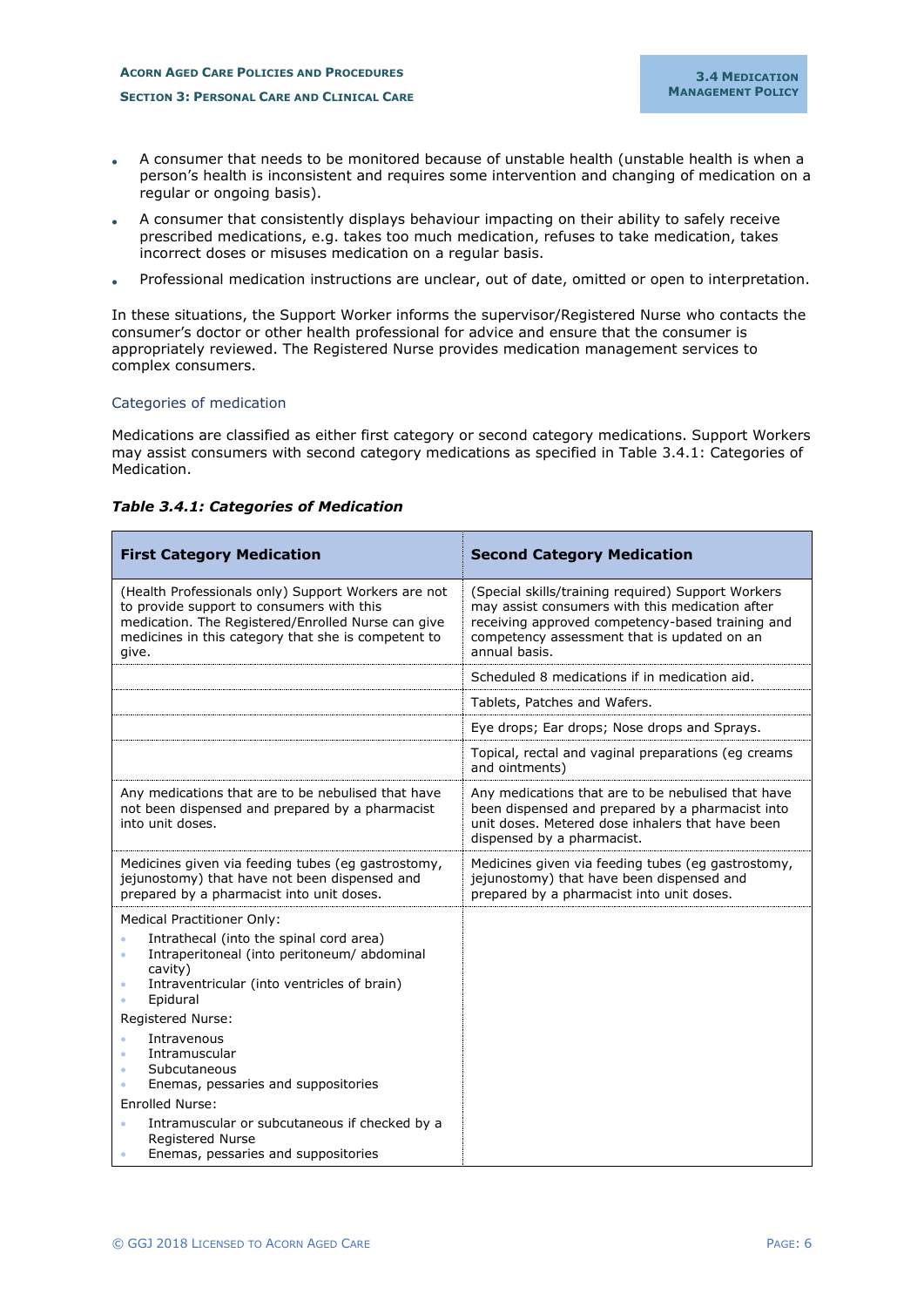- A consumer that needs to be monitored because of unstable health (unstable health is when a person's health is inconsistent and requires some intervention and changing of medication on a regular or ongoing basis).
- A consumer that consistently displays behaviour impacting on their ability to safely receive prescribed medications, e.g. takes too much medication, refuses to take medication, takes incorrect doses or misuses medication on a regular basis.
- Professional medication instructions are unclear, out of date, omitted or open to interpretation.

In these situations, the Support Worker informs the supervisor/Registered Nurse who contacts the consumer's doctor or other health professional for advice and ensure that the consumer is appropriately reviewed. The Registered Nurse provides medication management services to complex consumers.

### Categories of medication

Medications are classified as either first category or second category medications. Support Workers may assist consumers with second category medications as specified in Table 3.4.1: Categories of Medication.

***Table 3.4.1: Categories of Medication***

| First Category Medication | Second Category Medication |
|---|---|
| (Health Professionals only) Support Workers are not to provide support to consumers with this medication. The Registered/Enrolled Nurse can give medicines in this category that she is competent to give. | (Special skills/training required) Support Workers may assist consumers with this medication after receiving approved competency-based training and competency assessment that is updated on an annual basis. |
| | Scheduled 8 medications if in medication aid. |
| | Tablets, Patches and Wafers. |
| | Eye drops; Ear drops; Nose drops and Sprays. |
| | Topical, rectal and vaginal preparations (eg creams and ointments) |
| Any medications that are to be nebulised that have not been dispensed and prepared by a pharmacist into unit doses. | Any medications that are to be nebulised that have been dispensed and prepared by a pharmacist into unit doses. Metered dose inhalers that have been dispensed by a pharmacist. |
| Medicines given via feeding tubes (eg gastrostomy, jejunostomy) that have not been dispensed and prepared by a pharmacist into unit doses. | Medicines given via feeding tubes (eg gastrostomy, jejunostomy) that have been dispensed and prepared by a pharmacist into unit doses. |
| Medical Practitioner Only:<br>• Intrathecal (into the spinal cord area)<br>• Intraperitoneal (into peritoneum/ abdominal cavity)<br>• Intraventricular (into ventricles of brain)<br>• Epidural<br>Registered Nurse:<br>• Intravenous<br>• Intramuscular<br>• Subcutaneous<br>• Enemas, pessaries and suppositories<br>Enrolled Nurse:<br>• Intramuscular or subcutaneous if checked by a Registered Nurse<br>• Enemas, pessaries and suppositories | |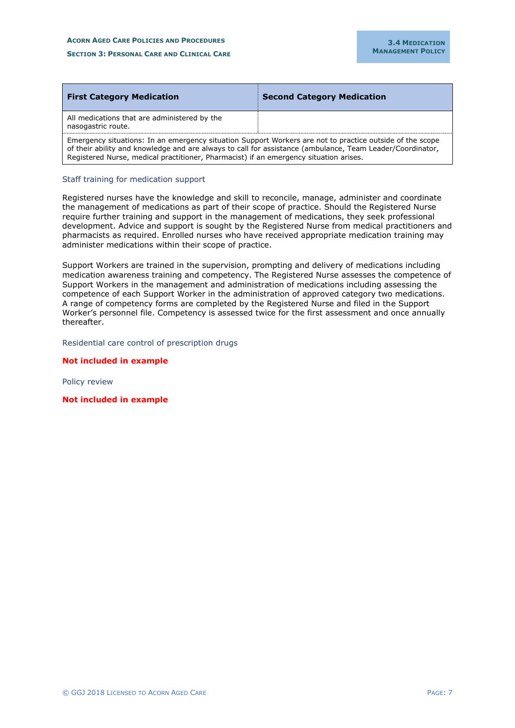| First Category Medication | Second Category Medication |
| --- | --- |
| All medications that are administered by the nasogastric route. | |
| Emergency situations: In an emergency situation Support Workers are not to practice outside of the scope of their ability and knowledge and are always to call for assistance (ambulance, Team Leader/Coordinator, Registered Nurse, medical practitioner, Pharmacist) if an emergency situation arises. | |

### Staff training for medication support

Registered nurses have the knowledge and skill to reconcile, manage, administer and coordinate the management of medications as part of their scope of practice. Should the Registered Nurse require further training and support in the management of medications, they seek professional development. Advice and support is sought by the Registered Nurse from medical practitioners and pharmacists as required. Enrolled nurses who have received appropriate medication training may administer medications within their scope of practice.

Support Workers are trained in the supervision, prompting and delivery of medications including medication awareness training and competency. The Registered Nurse assesses the competence of Support Workers in the management and administration of medications including assessing the competence of each Support Worker in the administration of approved category two medications. A range of competency forms are completed by the Registered Nurse and filed in the Support Worker's personnel file. Competency is assessed twice for the first assessment and once annually thereafter.

### Residential care control of prescription drugs

**Not included in example**

### Policy review

**Not included in example**